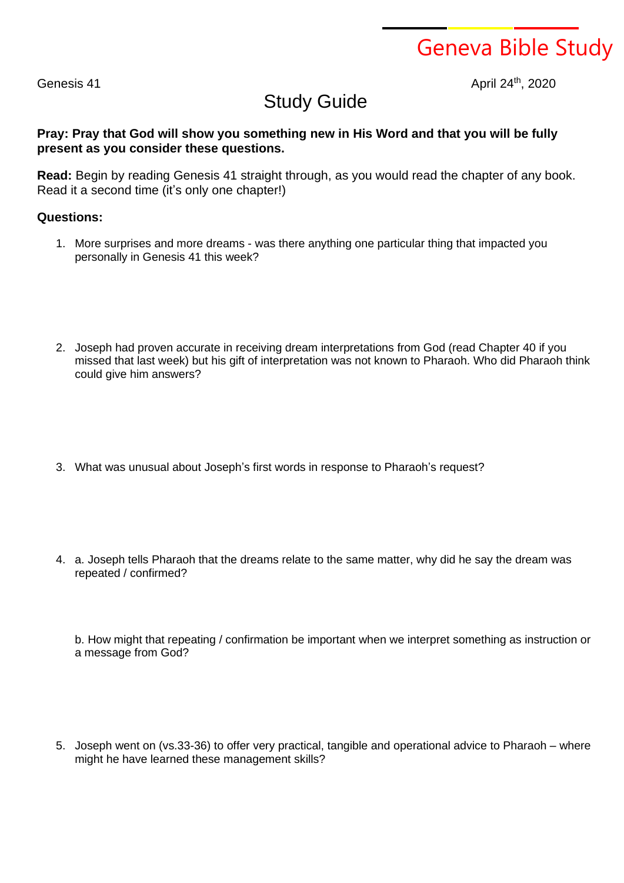Geneva Bible Study

Genesis 41

April 24th, 2020

# Study Guide

**Pray: Pray that God will show you something new in His Word and that you will be fully present as you consider these questions.**

**Read:** Begin by reading Genesis 41 straight through, as you would read the chapter of any book. Read it a second time (it's only one chapter!)

**Questions:**

1. More surprises and more dreams - was there anything one particular thing that impacted you personally in Genesis 41 this week?

2. Joseph had proven accurate in receiving dream interpretations from God (read Chapter 40 if you missed that last week) but his gift of interpretation was not known to Pharaoh. Who did Pharaoh think could give him answers?

3. What was unusual about Joseph's first words in response to Pharaoh's request?

4. a. Joseph tells Pharaoh that the dreams relate to the same matter, why did he say the dream was repeated / confirmed?

   b. How might that repeating / confirmation be important when we interpret something as instruction or a message from God?

5. Joseph went on (vs.33-36) to offer very practical, tangible and operational advice to Pharaoh – where might he have learned these management skills?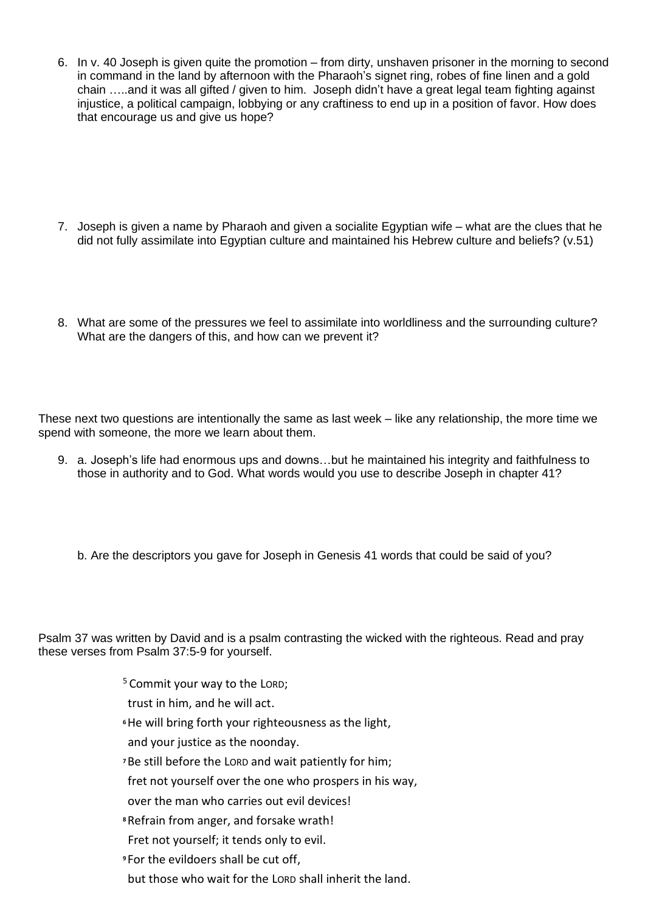6. In v. 40 Joseph is given quite the promotion – from dirty, unshaven prisoner in the morning to second in command in the land by afternoon with the Pharaoh's signet ring, robes of fine linen and a gold chain …..and it was all gifted / given to him. Joseph didn't have a great legal team fighting against injustice, a political campaign, lobbying or any craftiness to end up in a position of favor. How does that encourage us and give us hope?

7. Joseph is given a name by Pharaoh and given a socialite Egyptian wife – what are the clues that he did not fully assimilate into Egyptian culture and maintained his Hebrew culture and beliefs? (v.51)

8. What are some of the pressures we feel to assimilate into worldliness and the surrounding culture? What are the dangers of this, and how can we prevent it?

These next two questions are intentionally the same as last week – like any relationship, the more time we spend with someone, the more we learn about them.

9. a. Joseph's life had enormous ups and downs…but he maintained his integrity and faithfulness to those in authority and to God. What words would you use to describe Joseph in chapter 41?

   b. Are the descriptors you gave for Joseph in Genesis 41 words that could be said of you?

Psalm 37 was written by David and is a psalm contrasting the wicked with the righteous. Read and pray these verses from Psalm 37:5-9 for yourself.

> 5 Commit your way to the LORD;
> trust in him, and he will act.
> 6 He will bring forth your righteousness as the light,
> and your justice as the noonday.
> 7 Be still before the LORD and wait patiently for him;
> fret not yourself over the one who prospers in his way,
> over the man who carries out evil devices!
> 8 Refrain from anger, and forsake wrath!
> Fret not yourself; it tends only to evil.
> 9 For the evildoers shall be cut off,
> but those who wait for the LORD shall inherit the land.